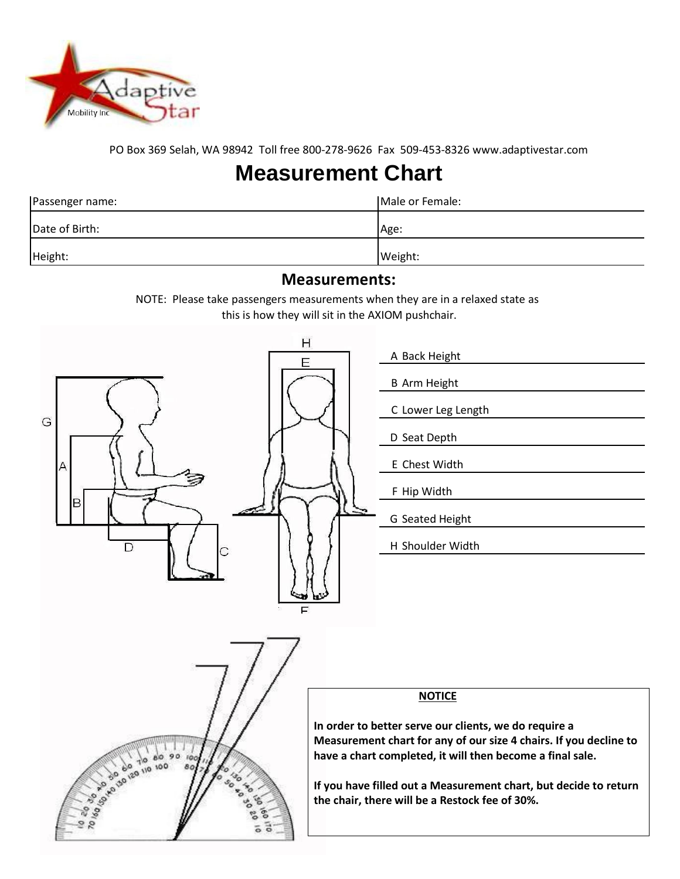PO Box 369 Selah, WA 98942 Toll free 800-278-9626 Fax 509-453-8326 www.adaptivestar.com

# Measurement Chart

| Passenger name: | Male or Female: |
| --- | --- |
| Date of Birth: | Age: |
| Height: | Weight: |

## Measurements:

NOTE: Please take passengers measurements when they are in a relaxed state as this is how they will sit in the AXIOM pushchair.

A Back Height

B Arm Height

C Lower Leg Length

D Seat Depth

E Chest Width

F Hip Width

G Seated Height

H Shoulder Width

**NOTICE**

**In order to better serve our clients, we do require a Measurement chart for any of our size 4 chairs. If you decline to have a chart completed, it will then become a final sale.**

**If you have filled out a Measurement chart, but decide to return the chair, there will be a Restock fee of 30%.**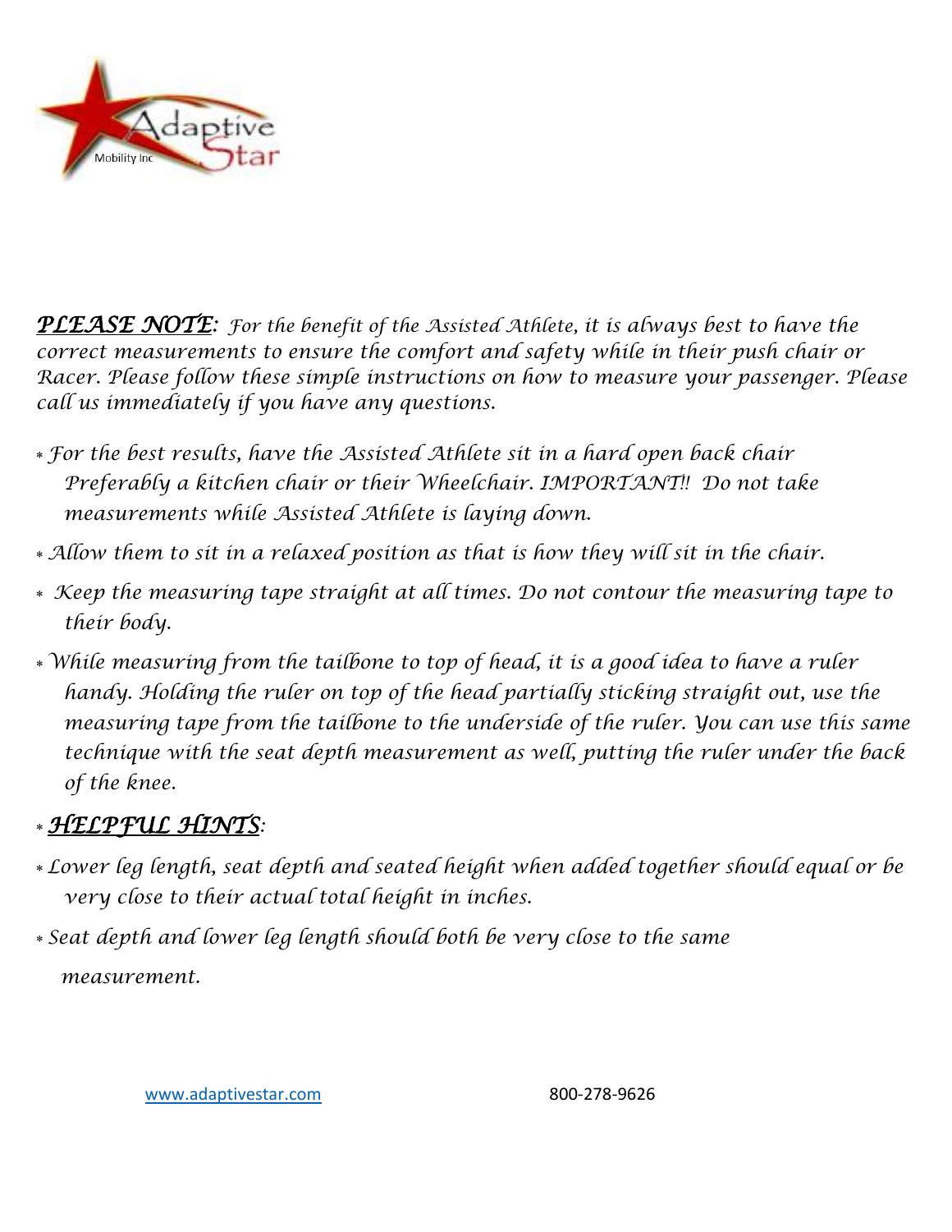***PLEASE NOTE:*** *For the benefit of the Assisted Athlete, it is always best to have the correct measurements to ensure the comfort and safety while in their push chair or Racer. Please follow these simple instructions on how to measure your passenger. Please call us immediately if you have any questions.*

- *For the best results, have the Assisted Athlete sit in a hard open back chair Preferably a kitchen chair or their Wheelchair. IMPORTANT!! Do not take measurements while Assisted Athlete is laying down.*
- *Allow them to sit in a relaxed position as that is how they will sit in the chair.*
- *Keep the measuring tape straight at all times. Do not contour the measuring tape to their body.*
- *While measuring from the tailbone to top of head, it is a good idea to have a ruler handy. Holding the ruler on top of the head partially sticking straight out, use the measuring tape from the tailbone to the underside of the ruler. You can use this same technique with the seat depth measurement as well, putting the ruler under the back of the knee.*
- ***HELPFUL HINTS:***
- *Lower leg length, seat depth and seated height when added together should equal or be very close to their actual total height in inches.*
- *Seat depth and lower leg length should both be very close to the same measurement.*

www.adaptivestar.com 800-278-9626